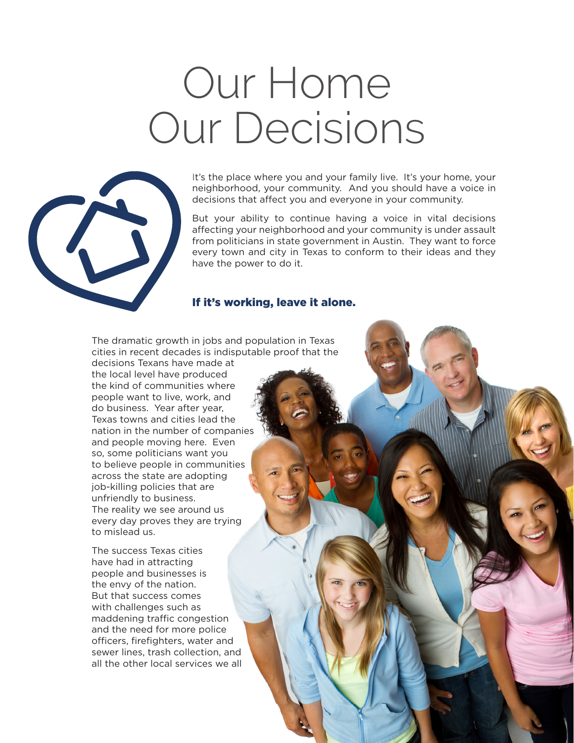# Our Home Our Decisions

It's the place where you and your family live. It's your home, your neighborhood, your community. And you should have a voice in decisions that affect you and everyone in your community.

But your ability to continue having a voice in vital decisions affecting your neighborhood and your community is under assault from politicians in state government in Austin. They want to force every town and city in Texas to conform to their ideas and they have the power to do it.

## If it's working, leave it alone.

The dramatic growth in jobs and population in Texas cities in recent decades is indisputable proof that the decisions Texans have made at the local level have produced the kind of communities where people want to live, work, and do business. Year after year, Texas towns and cities lead the nation in the number of companies and people moving here. Even so, some politicians want you to believe people in communities across the state are adopting job-killing policies that are unfriendly to business. The reality we see around us every day proves they are trying to mislead us.

The success Texas cities have had in attracting people and businesses is the envy of the nation. But that success comes with challenges such as maddening traffic congestion and the need for more police officers, firefighters, water and sewer lines, trash collection, and all the other local services we all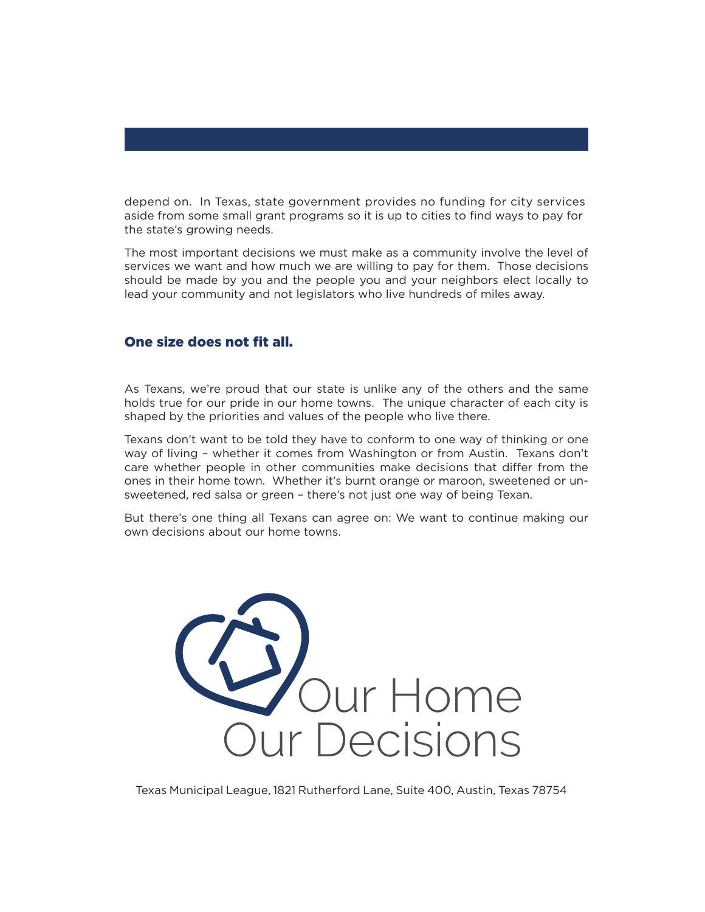depend on. In Texas, state government provides no funding for city services aside from some small grant programs so it is up to cities to find ways to pay for the state's growing needs.

The most important decisions we must make as a community involve the level of services we want and how much we are willing to pay for them. Those decisions should be made by you and the people you and your neighbors elect locally to lead your community and not legislators who live hundreds of miles away.

## One size does not fit all.

As Texans, we're proud that our state is unlike any of the others and the same holds true for our pride in our home towns. The unique character of each city is shaped by the priorities and values of the people who live there.

Texans don't want to be told they have to conform to one way of thinking or one way of living – whether it comes from Washington or from Austin. Texans don't care whether people in other communities make decisions that differ from the ones in their home town. Whether it's burnt orange or maroon, sweetened or unsweetened, red salsa or green – there's not just one way of being Texan.

But there's one thing all Texans can agree on: We want to continue making our own decisions about our home towns.

Our Home
Our Decisions

Texas Municipal League, 1821 Rutherford Lane, Suite 400, Austin, Texas 78754